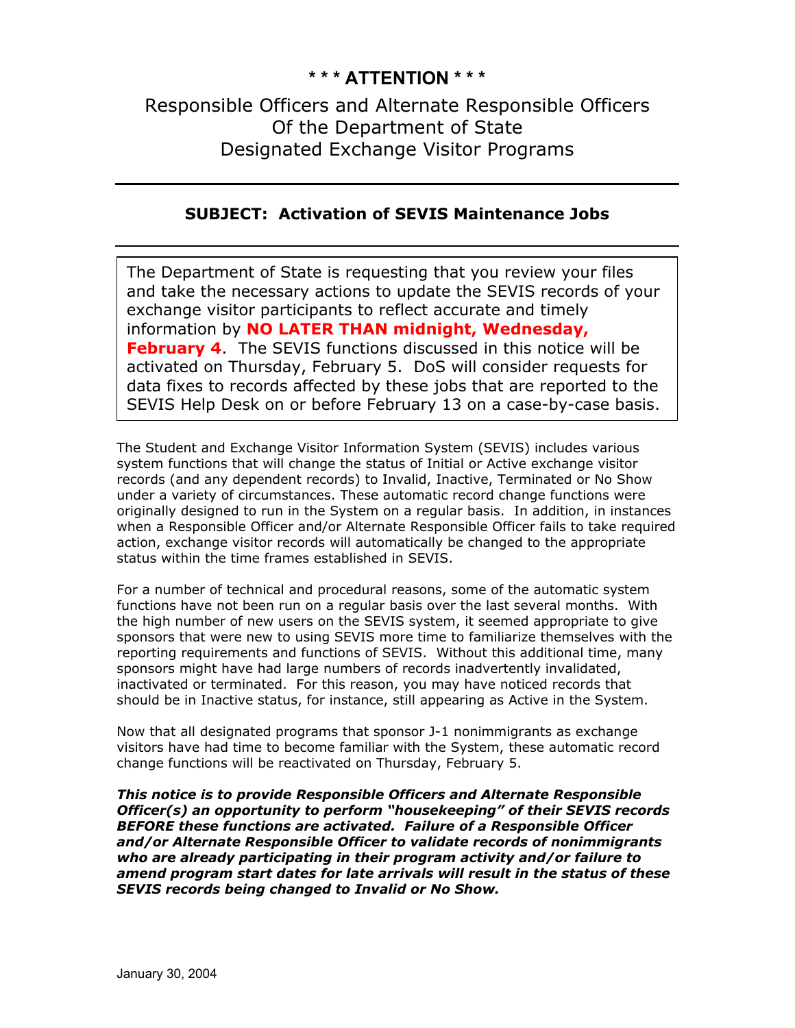# \* \* \* ATTENTION \* \* \*

## Responsible Officers and Alternate Responsible Officers Of the Department of State Designated Exchange Visitor Programs

---

### SUBJECT: Activation of SEVIS Maintenance Jobs

---

The Department of State is requesting that you review your files and take the necessary actions to update the SEVIS records of your exchange visitor participants to reflect accurate and timely information by **NO LATER THAN midnight, Wednesday, February 4**. The SEVIS functions discussed in this notice will be activated on Thursday, February 5. DoS will consider requests for data fixes to records affected by these jobs that are reported to the SEVIS Help Desk on or before February 13 on a case-by-case basis.

The Student and Exchange Visitor Information System (SEVIS) includes various system functions that will change the status of Initial or Active exchange visitor records (and any dependent records) to Invalid, Inactive, Terminated or No Show under a variety of circumstances. These automatic record change functions were originally designed to run in the System on a regular basis. In addition, in instances when a Responsible Officer and/or Alternate Responsible Officer fails to take required action, exchange visitor records will automatically be changed to the appropriate status within the time frames established in SEVIS.

For a number of technical and procedural reasons, some of the automatic system functions have not been run on a regular basis over the last several months. With the high number of new users on the SEVIS system, it seemed appropriate to give sponsors that were new to using SEVIS more time to familiarize themselves with the reporting requirements and functions of SEVIS. Without this additional time, many sponsors might have had large numbers of records inadvertently invalidated, inactivated or terminated. For this reason, you may have noticed records that should be in Inactive status, for instance, still appearing as Active in the System.

Now that all designated programs that sponsor J-1 nonimmigrants as exchange visitors have had time to become familiar with the System, these automatic record change functions will be reactivated on Thursday, February 5.

***This notice is to provide Responsible Officers and Alternate Responsible Officer(s) an opportunity to perform "housekeeping" of their SEVIS records BEFORE these functions are activated. Failure of a Responsible Officer and/or Alternate Responsible Officer to validate records of nonimmigrants who are already participating in their program activity and/or failure to amend program start dates for late arrivals will result in the status of these SEVIS records being changed to Invalid or No Show.***

January 30, 2004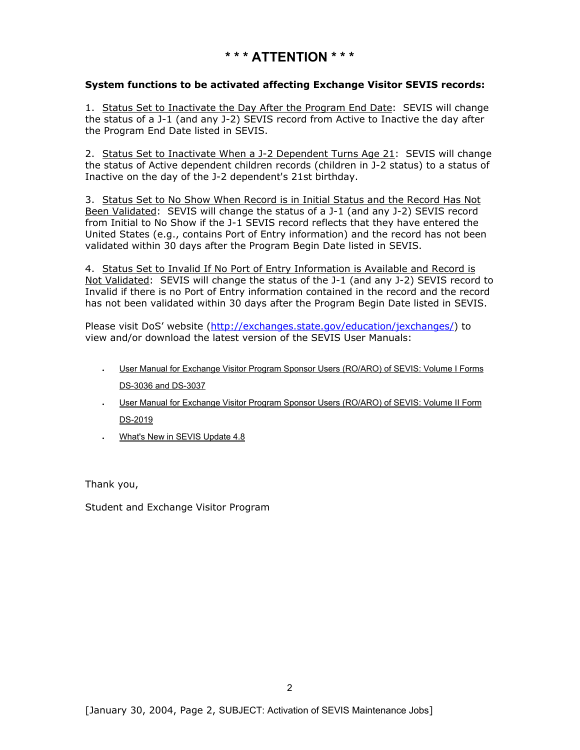# * * * ATTENTION * * *

**System functions to be activated affecting Exchange Visitor SEVIS records:**

1. Status Set to Inactivate the Day After the Program End Date: SEVIS will change the status of a J-1 (and any J-2) SEVIS record from Active to Inactive the day after the Program End Date listed in SEVIS.

2. Status Set to Inactivate When a J-2 Dependent Turns Age 21: SEVIS will change the status of Active dependent children records (children in J-2 status) to a status of Inactive on the day of the J-2 dependent's 21st birthday.

3. Status Set to No Show When Record is in Initial Status and the Record Has Not Been Validated: SEVIS will change the status of a J-1 (and any J-2) SEVIS record from Initial to No Show if the J-1 SEVIS record reflects that they have entered the United States (e.g., contains Port of Entry information) and the record has not been validated within 30 days after the Program Begin Date listed in SEVIS.

4. Status Set to Invalid If No Port of Entry Information is Available and Record is Not Validated: SEVIS will change the status of the J-1 (and any J-2) SEVIS record to Invalid if there is no Port of Entry information contained in the record and the record has not been validated within 30 days after the Program Begin Date listed in SEVIS.

Please visit DoS' website (http://exchanges.state.gov/education/jexchanges/) to view and/or download the latest version of the SEVIS User Manuals:

- User Manual for Exchange Visitor Program Sponsor Users (RO/ARO) of SEVIS: Volume I Forms DS-3036 and DS-3037
- User Manual for Exchange Visitor Program Sponsor Users (RO/ARO) of SEVIS: Volume II Form DS-2019
- What's New in SEVIS Update 4.8

Thank you,

Student and Exchange Visitor Program

[January 30, 2004, Page 2, SUBJECT: Activation of SEVIS Maintenance Jobs]